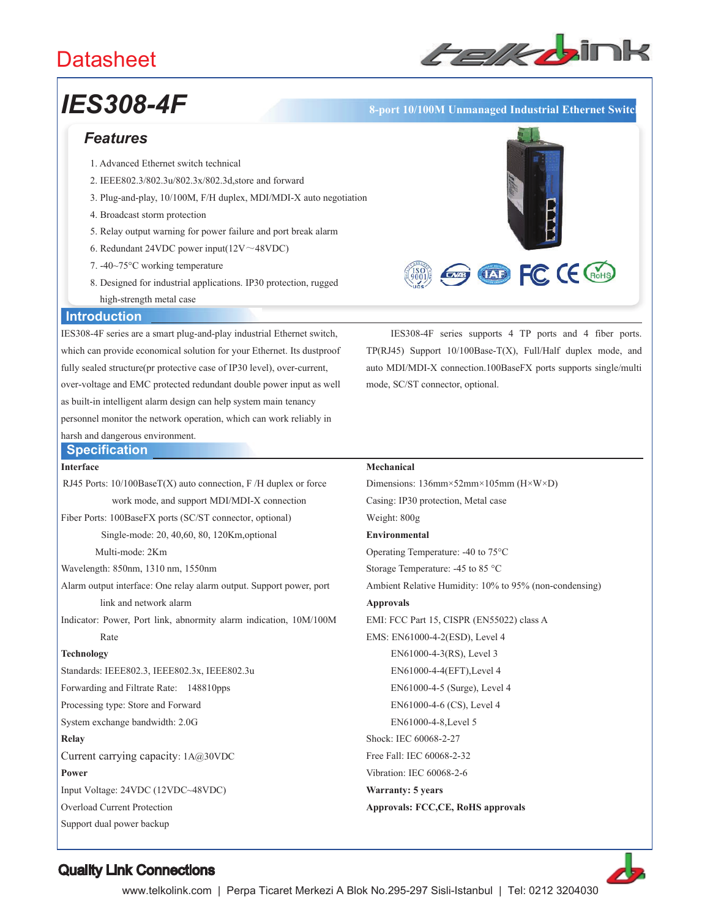# Datasheet

## IES308-4F

**8-port 10/100M Unmanaged Industrial Ethernet Switch**

### Features

1. Advanced Ethernet switch technical
2. IEEE802.3/802.3u/802.3x/802.3d,store and forward
3. Plug-and-play, 10/100M, F/H duplex, MDI/MDI-X auto negotiation
4. Broadcast storm protection
5. Relay output warning for power failure and port break alarm
6. Redundant 24VDC power input(12V～48VDC)
7. -40~75°C working temperature
8. Designed for industrial applications. IP30 protection, rugged high-strength metal case

### Introduction

IES308-4F series are a smart plug-and-play industrial Ethernet switch, which can provide economical solution for your Ethernet. Its dustproof fully sealed structure(pr protective case of IP30 level), over-current, over-voltage and EMC protected redundant double power input as well as built-in intelligent alarm design can help system main tenancy personnel monitor the network operation, which can work reliably in harsh and dangerous environment.

IES308-4F series supports 4 TP ports and 4 fiber ports. TP(RJ45) Support 10/100Base-T(X), Full/Half duplex mode, and auto MDI/MDI-X connection.100BaseFX ports supports single/multi mode, SC/ST connector, optional.

### Specification

**Interface**

RJ45 Ports: 10/100BaseT(X) auto connection, F /H duplex or force work mode, and support MDI/MDI-X connection

Fiber Ports: 100BaseFX ports (SC/ST connector, optional)

Single-mode: 20, 40,60, 80, 120Km,optional

Multi-mode: 2Km

Wavelength: 850nm, 1310 nm, 1550nm

Alarm output interface: One relay alarm output. Support power, port link and network alarm

Indicator: Power, Port link, abnormity alarm indication, 10M/100M Rate

**Technology**

Standards: IEEE802.3, IEEE802.3x, IEEE802.3u

Forwarding and Filtrate Rate: 148810pps

Processing type: Store and Forward

System exchange bandwidth: 2.0G

**Relay**

Current carrying capacity: 1A@30VDC

**Power**

Input Voltage: 24VDC (12VDC~48VDC)

Overload Current Protection

Support dual power backup

**Mechanical**

Dimensions: 136mm×52mm×105mm (H×W×D)

Casing: IP30 protection, Metal case

Weight: 800g

**Environmental**

Operating Temperature: -40 to 75°C

Storage Temperature: -45 to 85 °C

Ambient Relative Humidity: 10% to 95% (non-condensing)

**Approvals**

EMI: FCC Part 15, CISPR (EN55022) class A

EMS: EN61000-4-2(ESD), Level 4

EN61000-4-3(RS), Level 3

EN61000-4-4(EFT),Level 4

EN61000-4-5 (Surge), Level 4

EN61000-4-6 (CS), Level 4

EN61000-4-8,Level 5

Shock: IEC 60068-2-27

Free Fall: IEC 60068-2-32

Vibration: IEC 60068-2-6

**Warranty: 5 years**

**Approvals: FCC,CE, RoHS approvals**

**Quality Link Connections**

www.telkolink.com | Perpa Ticaret Merkezi A Blok No.295-297 Sisli-Istanbul | Tel: 0212 3204030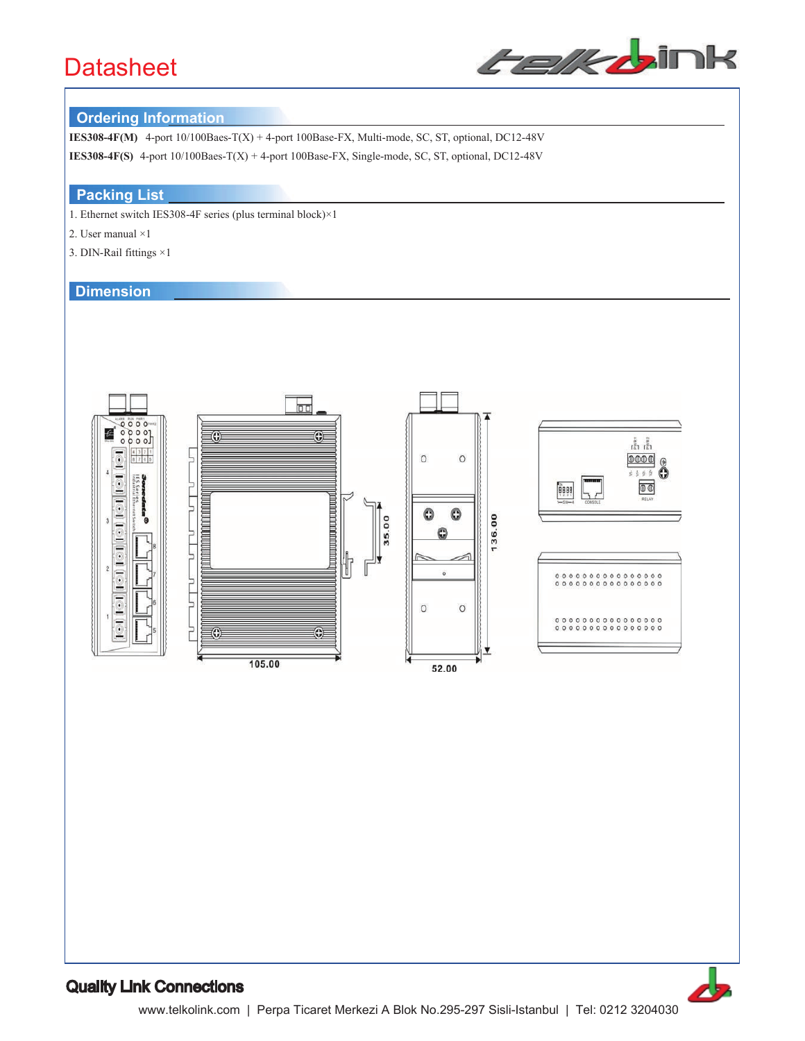# Datasheet

## Ordering Information

**IES308-4F(M)** 4-port 10/100Baes-T(X) + 4-port 100Base-FX, Multi-mode, SC, ST, optional, DC12-48V

**IES308-4F(S)** 4-port 10/100Baes-T(X) + 4-port 100Base-FX, Single-mode, SC, ST, optional, DC12-48V

## Packing List

1. Ethernet switch IES308-4F series (plus terminal block)×1
2. User manual ×1
3. DIN-Rail fittings ×1

## Dimension

105.00

35.00

136.00

52.00

**Quality Link Connections**

www.telkolink.com | Perpa Ticaret Merkezi A Blok No.295-297 Sisli-Istanbul | Tel: 0212 3204030